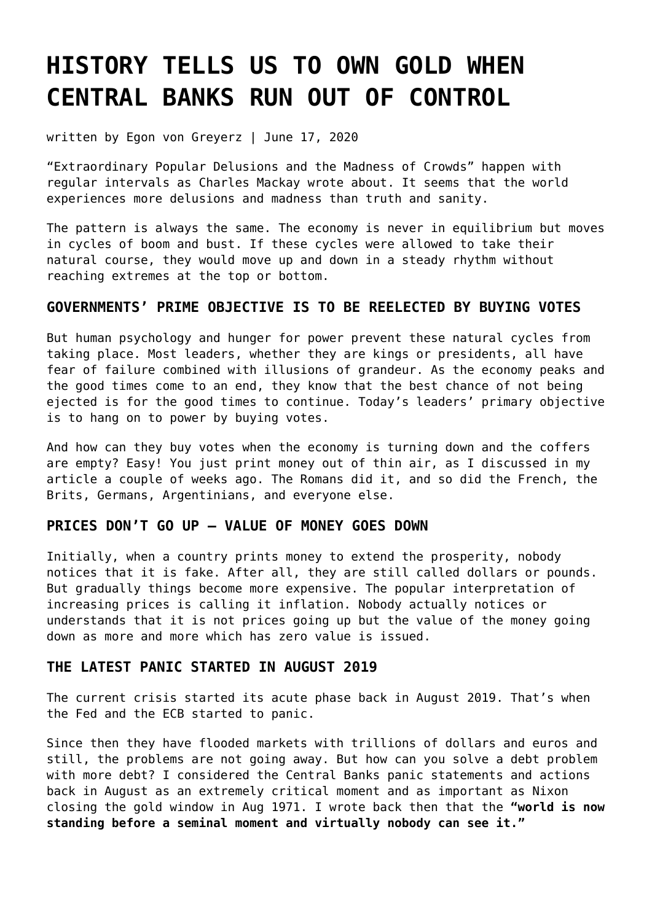# HISTORY TELLS US TO OWN GOLD WHEN CENTRAL BANKS RUN OUT OF CONTROL

written by Egon von Greyerz | June 17, 2020

"Extraordinary Popular Delusions and the Madness of Crowds" happen with regular intervals as Charles Mackay wrote about. It seems that the world experiences more delusions and madness than truth and sanity.

The pattern is always the same. The economy is never in equilibrium but moves in cycles of boom and bust. If these cycles were allowed to take their natural course, they would move up and down in a steady rhythm without reaching extremes at the top or bottom.

### GOVERNMENTS' PRIME OBJECTIVE IS TO BE REELECTED BY BUYING VOTES

But human psychology and hunger for power prevent these natural cycles from taking place. Most leaders, whether they are kings or presidents, all have fear of failure combined with illusions of grandeur. As the economy peaks and the good times come to an end, they know that the best chance of not being ejected is for the good times to continue. Today's leaders' primary objective is to hang on to power by buying votes.

And how can they buy votes when the economy is turning down and the coffers are empty? Easy! You just print money out of thin air, as I discussed in my article a couple of weeks ago. The Romans did it, and so did the French, the Brits, Germans, Argentinians, and everyone else.

### PRICES DON'T GO UP – VALUE OF MONEY GOES DOWN

Initially, when a country prints money to extend the prosperity, nobody notices that it is fake. After all, they are still called dollars or pounds. But gradually things become more expensive. The popular interpretation of increasing prices is calling it inflation. Nobody actually notices or understands that it is not prices going up but the value of the money going down as more and more which has zero value is issued.

### THE LATEST PANIC STARTED IN AUGUST 2019

The current crisis started its acute phase back in August 2019. That's when the Fed and the ECB started to panic.

Since then they have flooded markets with trillions of dollars and euros and still, the problems are not going away. But how can you solve a debt problem with more debt? I considered the Central Banks panic statements and actions back in August as an extremely critical moment and as important as Nixon closing the gold window in Aug 1971. I wrote back then that the **"world is now standing before a seminal moment and virtually nobody can see it."**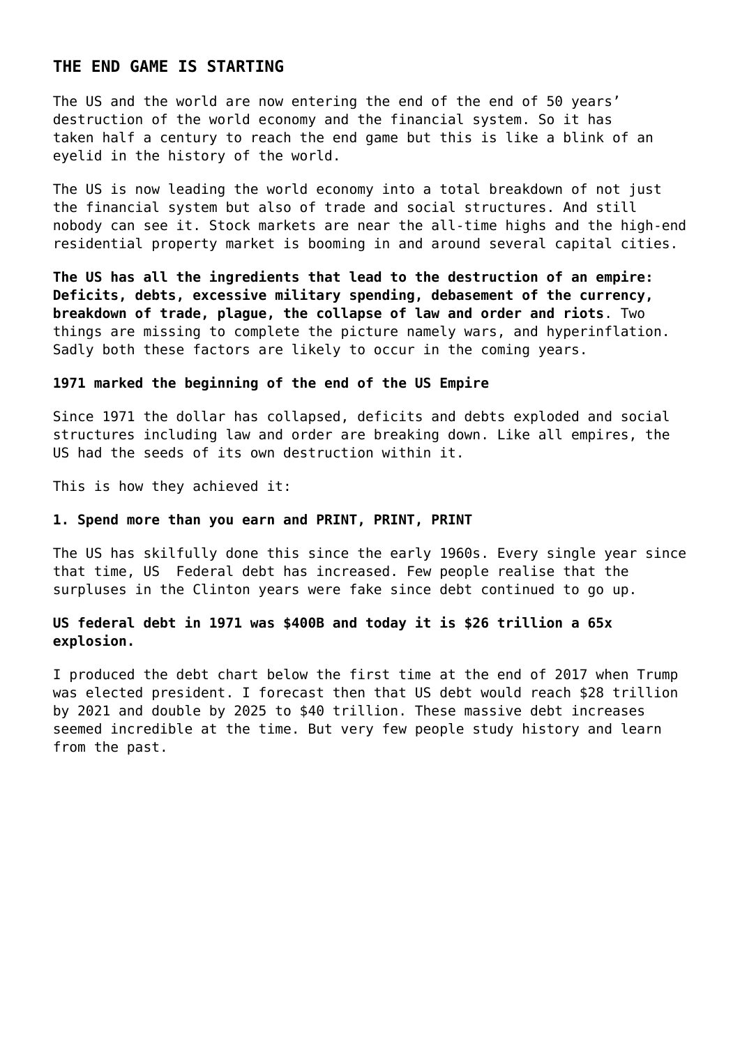## THE END GAME IS STARTING

The US and the world are now entering the end of the end of 50 years' destruction of the world economy and the financial system. So it has taken half a century to reach the end game but this is like a blink of an eyelid in the history of the world.

The US is now leading the world economy into a total breakdown of not just the financial system but also of trade and social structures. And still nobody can see it. Stock markets are near the all-time highs and the high-end residential property market is booming in and around several capital cities.

**The US has all the ingredients that lead to the destruction of an empire: Deficits, debts, excessive military spending, debasement of the currency, breakdown of trade, plague, the collapse of law and order and riots**. Two things are missing to complete the picture namely wars, and hyperinflation. Sadly both these factors are likely to occur in the coming years.

**1971 marked the beginning of the end of the US Empire**

Since 1971 the dollar has collapsed, deficits and debts exploded and social structures including law and order are breaking down. Like all empires, the US had the seeds of its own destruction within it.

This is how they achieved it:

**1. Spend more than you earn and PRINT, PRINT, PRINT**

The US has skilfully done this since the early 1960s. Every single year since that time, US Federal debt has increased. Few people realise that the surpluses in the Clinton years were fake since debt continued to go up.

### US federal debt in 1971 was $400B and today it is $26 trillion a 65x explosion.

I produced the debt chart below the first time at the end of 2017 when Trump was elected president. I forecast then that US debt would reach $28 trillion by 2021 and double by 2025 to $40 trillion. These massive debt increases seemed incredible at the time. But very few people study history and learn from the past.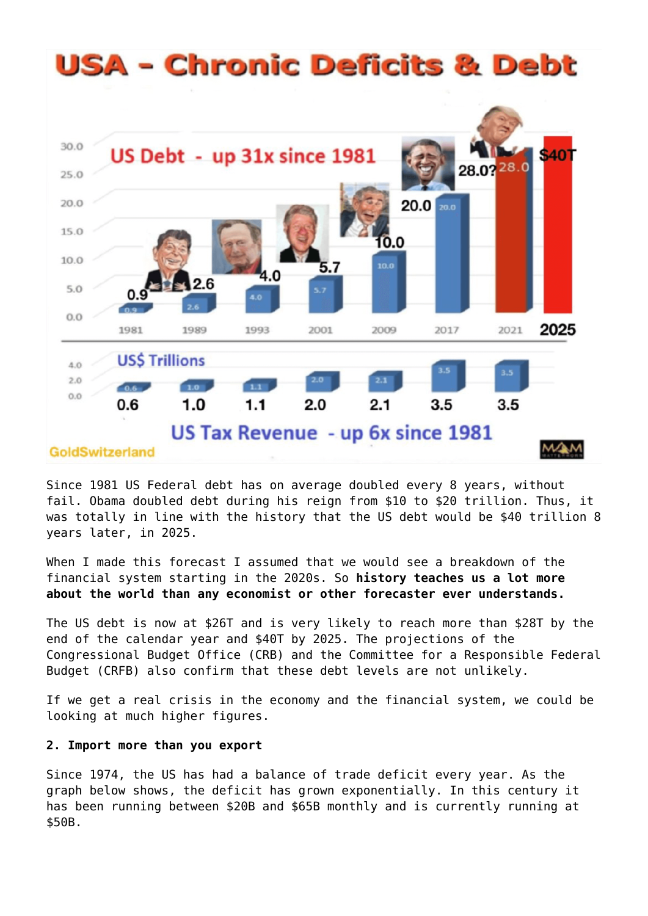**USA - Chronic Deficits & Debt**

**US Debt - up 31x since 1981**

| Year | 1981 | 1989 | 1993 | 2001 | 2009 | 2017 | 2021 | 2025 |
|---|---|---|---|---|---|---|---|---|
| US Debt (US$ Trillions) | 0.9 | 2.6 | 4.0 | 5.7 | 10.0 | 20.0 | 28.0? | $40T |
| US Tax Revenue (US$ Trillions) | 0.6 | 1.0 | 1.1 | 2.0 | 2.1 | 3.5 | 3.5 | |

**US Tax Revenue - up 6x since 1981**

GoldSwitzerland

Since 1981 US Federal debt has on average doubled every 8 years, without fail. Obama doubled debt during his reign from $10 to $20 trillion. Thus, it was totally in line with the history that the US debt would be $40 trillion 8 years later, in 2025.

When I made this forecast I assumed that we would see a breakdown of the financial system starting in the 2020s. So **history teaches us a lot more about the world than any economist or other forecaster ever understands.**

The US debt is now at $26T and is very likely to reach more than $28T by the end of the calendar year and $40T by 2025. The projections of the Congressional Budget Office (CRB) and the Committee for a Responsible Federal Budget (CRFB) also confirm that these debt levels are not unlikely.

If we get a real crisis in the economy and the financial system, we could be looking at much higher figures.

**2. Import more than you export**

Since 1974, the US has had a balance of trade deficit every year. As the graph below shows, the deficit has grown exponentially. In this century it has been running between $20B and $65B monthly and is currently running at $50B.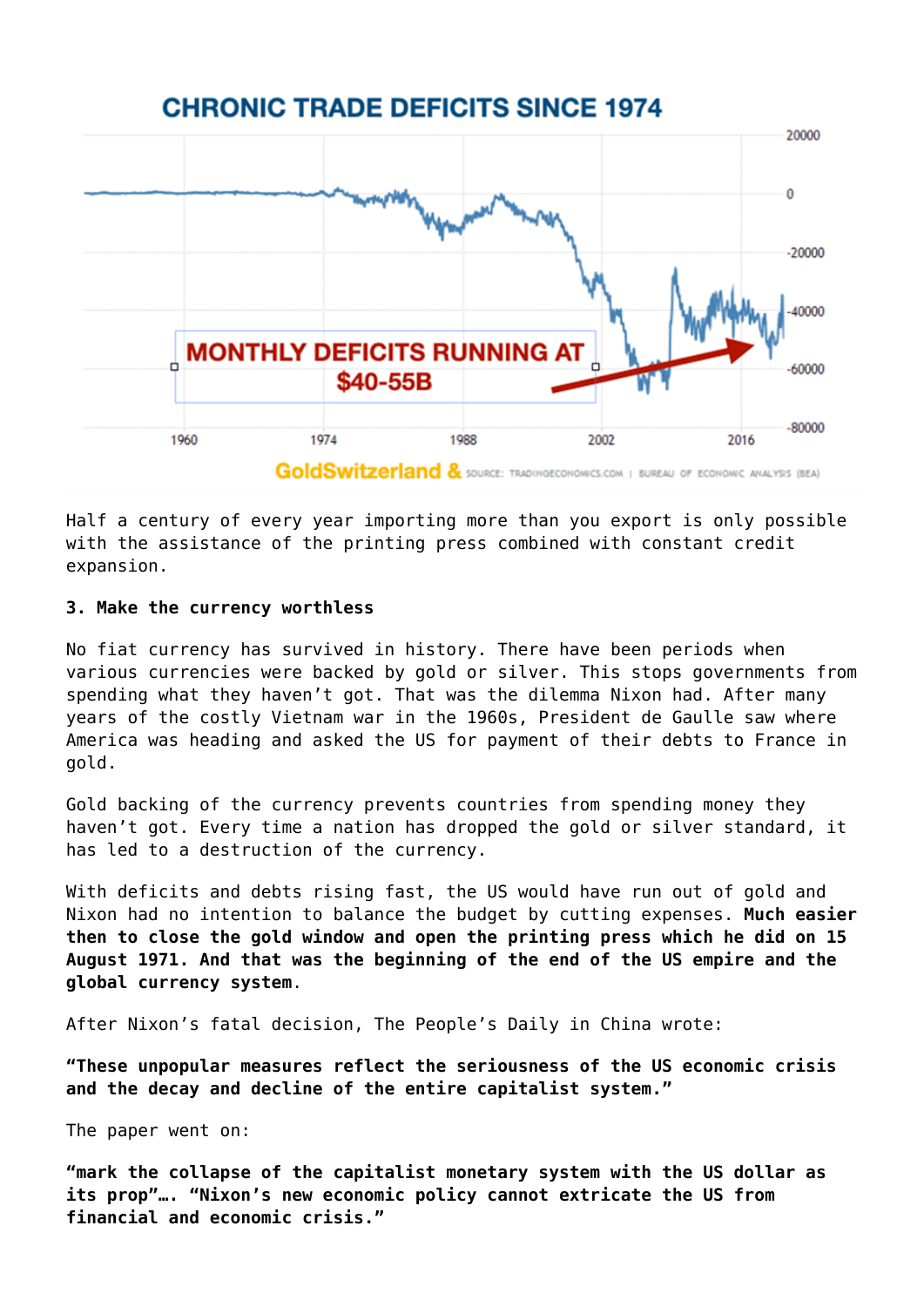CHRONIC TRADE DEFICITS SINCE 1974

MONTHLY DEFICITS RUNNING AT $40-55B

GoldSwitzerland & SOURCE: TRADINGECONOMICS.COM | BUREAU OF ECONOMIC ANALYSIS (BEA)

Half a century of every year importing more than you export is only possible with the assistance of the printing press combined with constant credit expansion.

**3. Make the currency worthless**

No fiat currency has survived in history. There have been periods when various currencies were backed by gold or silver. This stops governments from spending what they haven't got. That was the dilemma Nixon had. After many years of the costly Vietnam war in the 1960s, President de Gaulle saw where America was heading and asked the US for payment of their debts to France in gold.

Gold backing of the currency prevents countries from spending money they haven't got. Every time a nation has dropped the gold or silver standard, it has led to a destruction of the currency.

With deficits and debts rising fast, the US would have run out of gold and Nixon had no intention to balance the budget by cutting expenses. **Much easier then to close the gold window and open the printing press which he did on 15 August 1971. And that was the beginning of the end of the US empire and the global currency system**.

After Nixon's fatal decision, The People's Daily in China wrote:

**"These unpopular measures reflect the seriousness of the US economic crisis and the decay and decline of the entire capitalist system."**

The paper went on:

**"mark the collapse of the capitalist monetary system with the US dollar as its prop"…. "Nixon's new economic policy cannot extricate the US from financial and economic crisis."**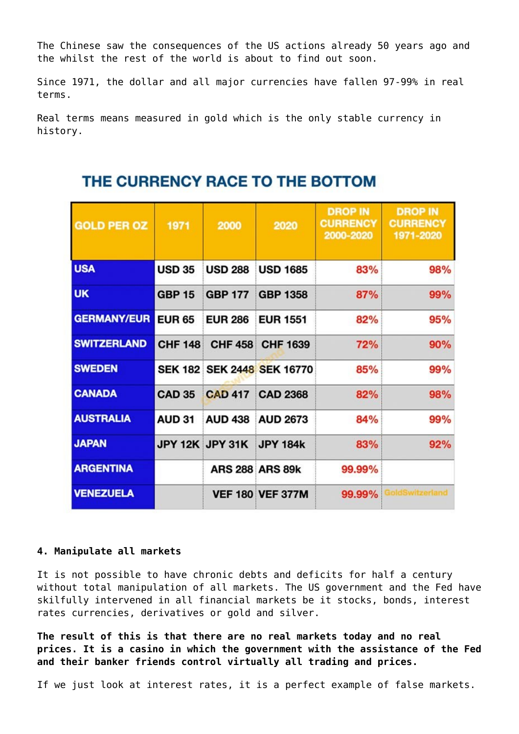The Chinese saw the consequences of the US actions already 50 years ago and the whilst the rest of the world is about to find out soon.

Since 1971, the dollar and all major currencies have fallen 97-99% in real terms.

Real terms means measured in gold which is the only stable currency in history.

## THE CURRENCY RACE TO THE BOTTOM

| GOLD PER OZ | 1971 | 2000 | 2020 | DROP IN CURRENCY 2000-2020 | DROP IN CURRENCY 1971-2020 |
|---|---|---|---|---|---|
| USA | USD 35 | USD 288 | USD 1685 | 83% | 98% |
| UK | GBP 15 | GBP 177 | GBP 1358 | 87% | 99% |
| GERMANY/EUR | EUR 65 | EUR 286 | EUR 1551 | 82% | 95% |
| SWITZERLAND | CHF 148 | CHF 458 | CHF 1639 | 72% | 90% |
| SWEDEN | SEK 182 | SEK 2448 | SEK 16770 | 85% | 99% |
| CANADA | CAD 35 | CAD 417 | CAD 2368 | 82% | 98% |
| AUSTRALIA | AUD 31 | AUD 438 | AUD 2673 | 84% | 99% |
| JAPAN | JPY 12K | JPY 31K | JPY 184k | 83% | 92% |
| ARGENTINA | | ARS 288 | ARS 89k | 99.99% | |
| VENEZUELA | | VEF 180 | VEF 377M | 99.99% | |

**4. Manipulate all markets**

It is not possible to have chronic debts and deficits for half a century without total manipulation of all markets. The US government and the Fed have skilfully intervened in all financial markets be it stocks, bonds, interest rates currencies, derivatives or gold and silver.

**The result of this is that there are no real markets today and no real prices. It is a casino in which the government with the assistance of the Fed and their banker friends control virtually all trading and prices.**

If we just look at interest rates, it is a perfect example of false markets.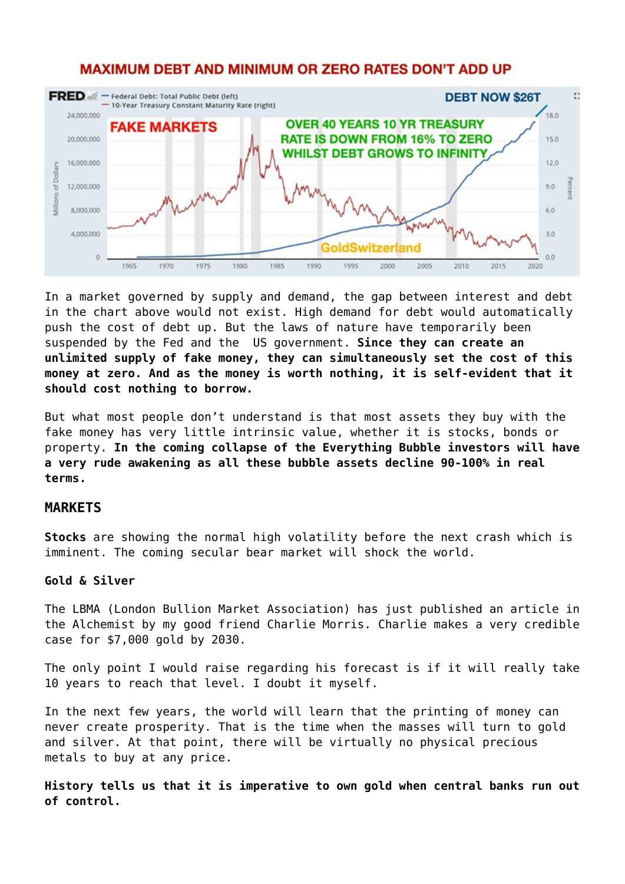## MAXIMUM DEBT AND MINIMUM OR ZERO RATES DON'T ADD UP

In a market governed by supply and demand, the gap between interest and debt in the chart above would not exist. High demand for debt would automatically push the cost of debt up. But the laws of nature have temporarily been suspended by the Fed and the US government. **Since they can create an unlimited supply of fake money, they can simultaneously set the cost of this money at zero. And as the money is worth nothing, it is self-evident that it should cost nothing to borrow.**

But what most people don't understand is that most assets they buy with the fake money has very little intrinsic value, whether it is stocks, bonds or property. **In the coming collapse of the Everything Bubble investors will have a very rude awakening as all these bubble assets decline 90-100% in real terms.**

## MARKETS

**Stocks** are showing the normal high volatility before the next crash which is imminent. The coming secular bear market will shock the world.

### Gold & Silver

The LBMA (London Bullion Market Association) has just published an article in the Alchemist by my good friend Charlie Morris. Charlie makes a very credible case for $7,000 gold by 2030.

The only point I would raise regarding his forecast is if it will really take 10 years to reach that level. I doubt it myself.

In the next few years, the world will learn that the printing of money can never create prosperity. That is the time when the masses will turn to gold and silver. At that point, there will be virtually no physical precious metals to buy at any price.

**History tells us that it is imperative to own gold when central banks run out of control.**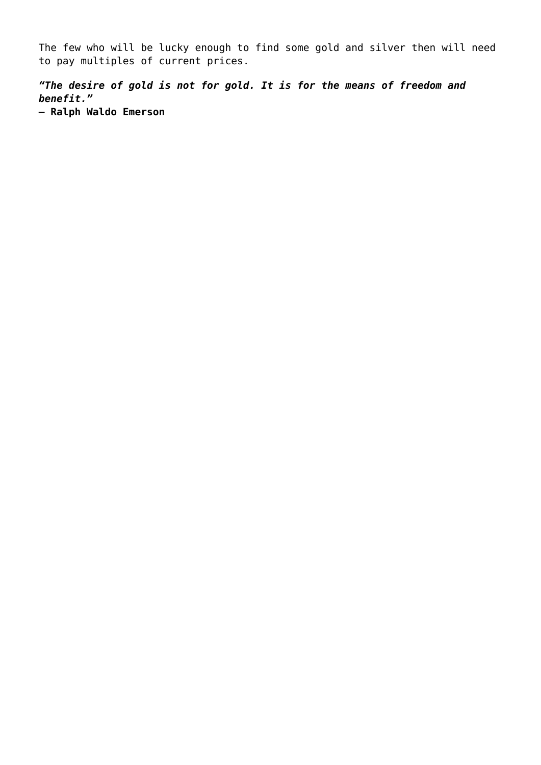The few who will be lucky enough to find some gold and silver then will need to pay multiples of current prices.

***"The desire of gold is not for gold. It is for the means of freedom and benefit."***
**— Ralph Waldo Emerson**